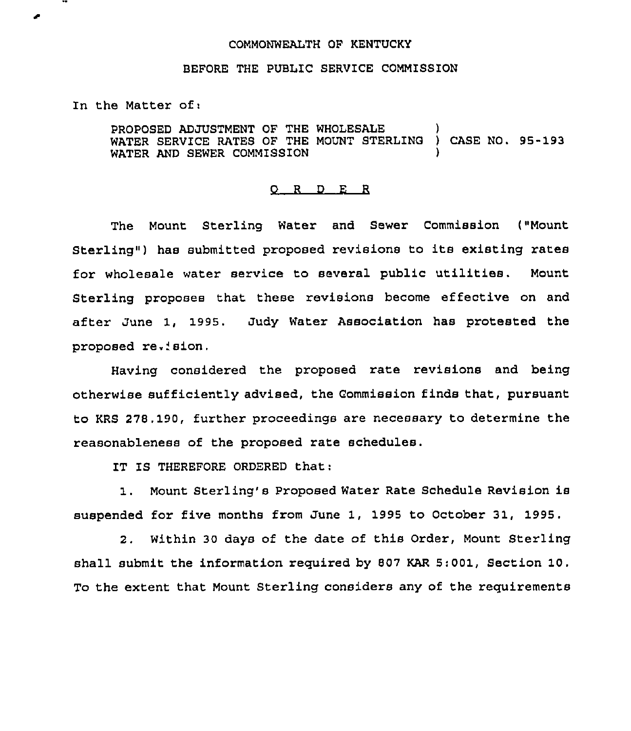COMMONWEALTH OF KENTUCKY

BEFORE THE PUBLIC SERVICE COMMISSION

In the Matter of:

PROPOSED ADJUSTMENT OF THE WHOLESALE WATER SERVICE RATES OF THE MOUNT STERLING WATER AND SEWER COMMISSION ) CASE NO. 95-193

O R D E R

The Mount Sterling Water and Sewer Commission ("Mount Sterling") has submitted proposed revisions to its existing rates for wholesale water service to several public utilities. Mount Sterling proposes that these revisions become effective on and after June 1, 1995. Judy Water Association has protested the proposed revision.

Having considered the proposed rate revisions and being otherwise sufficiently advised, the Commission finds that, pursuant to KRS 278.190, further proceedings are necessary to determine the reasonableness of the proposed rate schedules.

IT IS THEREFORE ORDERED that:

1. Mount Sterling's Proposed Water Rate Schedule Revision is suspended for five months from June 1, 1995 to October 31, 1995.

2. Within 30 days of the date of this Order, Mount Sterling shall submit the information required by 807 KAR 5:001, Section 10. To the extent that Mount Sterling considers any of the requirements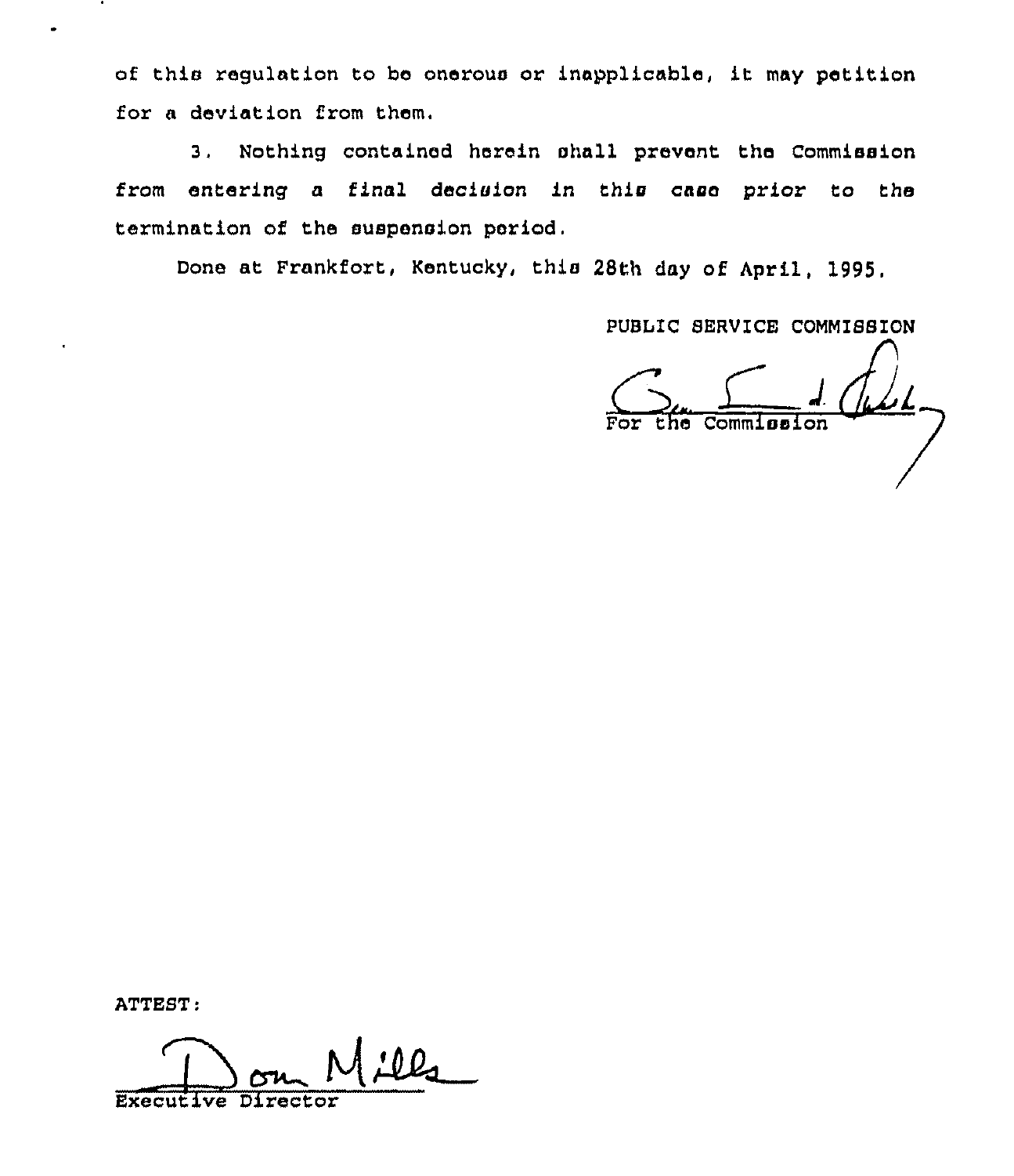of this regulation to be onerous or inapplicable, it may petition for a deviation from them.

3. Nothing contained herein shall prevent the Commission from entering a final decision in this case prior to the termination of the suspension period.

Done at Frankfort, Kentucky, this 28th day of April, 1995.

PUBLIC SERVICE COMMISSION

For the Commission

ATTEST:

Executive Director